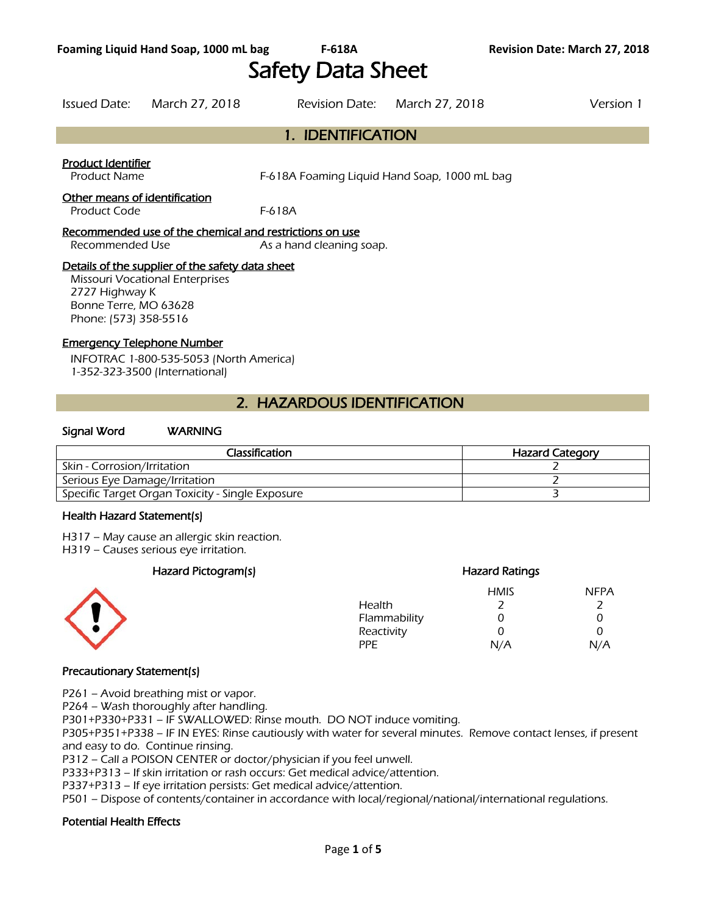# Safety Data Sheet

Issued Date: March 27, 2018    Revision Date: March 27, 2018    Version 1

## 1. IDENTIFICATION

**Product Identifier**

Product Name    F-618A Foaming Liquid Hand Soap, 1000 mL bag

**Other means of identification**

Product Code    F-618A

**Recommended use of the chemical and restrictions on use**

Recommended Use    As a hand cleaning soap.

**Details of the supplier of the safety data sheet**

Missouri Vocational Enterprises
2727 Highway K
Bonne Terre, MO 63628
Phone: (573) 358-5516

**Emergency Telephone Number**

INFOTRAC 1-800-535-5053 (North America)
1-352-323-3500 (International)

## 2. HAZARDOUS IDENTIFICATION

**Signal Word**    WARNING

| Classification | Hazard Category |
|---|---|
| Skin - Corrosion/Irritation | 2 |
| Serious Eye Damage/Irritation | 2 |
| Specific Target Organ Toxicity - Single Exposure | 3 |

### Health Hazard Statement(s)

H317 – May cause an allergic skin reaction.
H319 – Causes serious eye irritation.

### Hazard Pictogram(s)

### Hazard Ratings

| | HMIS | NFPA |
|---|---|---|
| Health | 2 | 2 |
| Flammability | 0 | 0 |
| Reactivity | 0 | 0 |
| PPE | N/A | N/A |

### Precautionary Statement(s)

P261 – Avoid breathing mist or vapor.
P264 – Wash thoroughly after handling.
P301+P330+P331 – IF SWALLOWED: Rinse mouth. DO NOT induce vomiting.
P305+P351+P338 – IF IN EYES: Rinse cautiously with water for several minutes. Remove contact lenses, if present and easy to do. Continue rinsing.
P312 – Call a POISON CENTER or doctor/physician if you feel unwell.
P333+P313 – If skin irritation or rash occurs: Get medical advice/attention.
P337+P313 – If eye irritation persists: Get medical advice/attention.
P501 – Dispose of contents/container in accordance with local/regional/national/international regulations.

### Potential Health Effects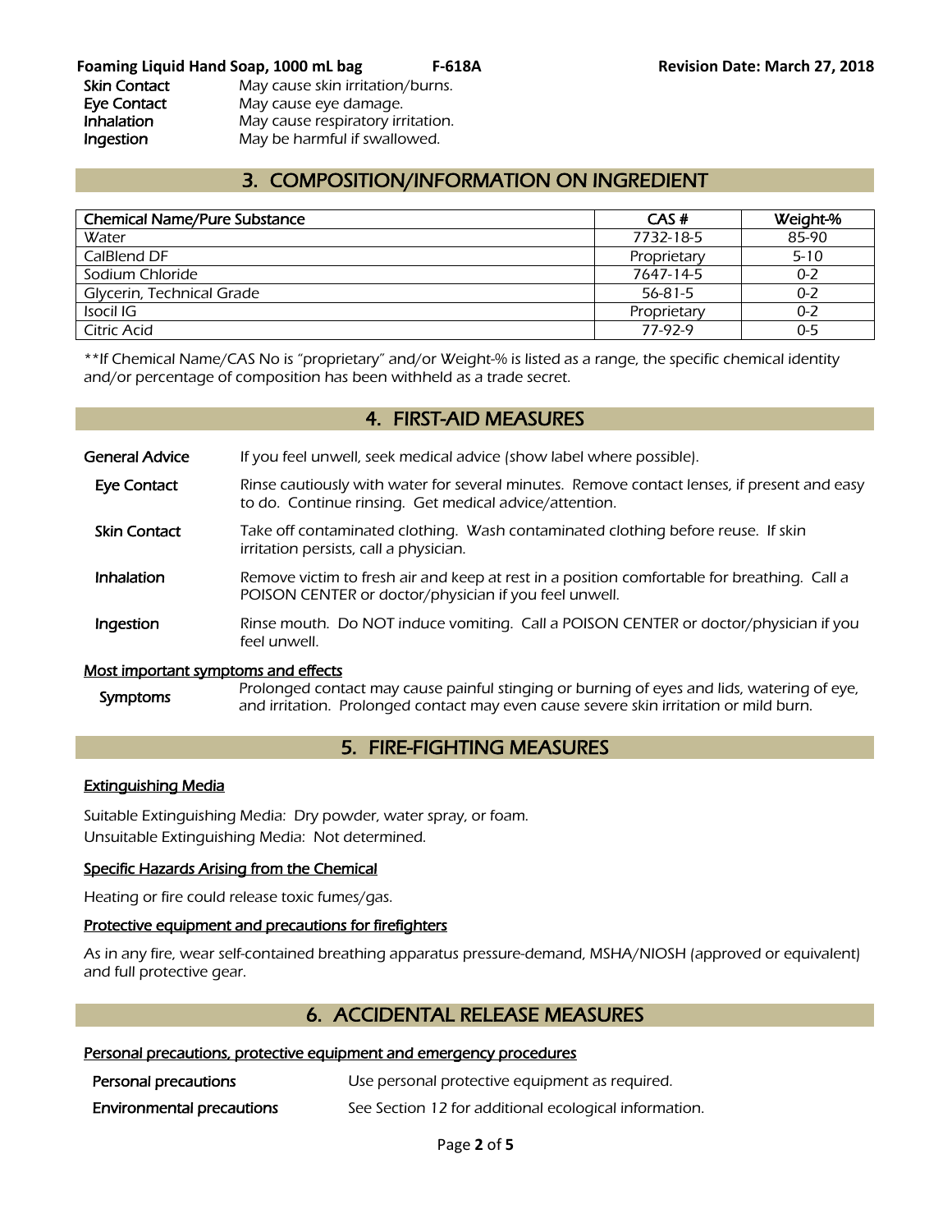| | |
|---|---|
| **Skin Contact** | May cause skin irritation/burns. |
| **Eye Contact** | May cause eye damage. |
| **Inhalation** | May cause respiratory irritation. |
| **Ingestion** | May be harmful if swallowed. |

## 3. COMPOSITION/INFORMATION ON INGREDIENT

| Chemical Name/Pure Substance | CAS # | Weight-% |
|---|---|---|
| Water | 7732-18-5 | 85-90 |
| CalBlend DF | Proprietary | 5-10 |
| Sodium Chloride | 7647-14-5 | 0-2 |
| Glycerin, Technical Grade | 56-81-5 | 0-2 |
| Isocil IG | Proprietary | 0-2 |
| Citric Acid | 77-92-9 | 0-5 |

**If Chemical Name/CAS No is "proprietary" and/or Weight-% is listed as a range, the specific chemical identity and/or percentage of composition has been withheld as a trade secret.

## 4. FIRST-AID MEASURES

**General Advice** If you feel unwell, seek medical advice (show label where possible).

**Eye Contact** Rinse cautiously with water for several minutes. Remove contact lenses, if present and easy to do. Continue rinsing. Get medical advice/attention.

**Skin Contact** Take off contaminated clothing. Wash contaminated clothing before reuse. If skin irritation persists, call a physician.

**Inhalation** Remove victim to fresh air and keep at rest in a position comfortable for breathing. Call a POISON CENTER or doctor/physician if you feel unwell.

**Ingestion** Rinse mouth. Do NOT induce vomiting. Call a POISON CENTER or doctor/physician if you feel unwell.

### Most important symptoms and effects

**Symptoms** Prolonged contact may cause painful stinging or burning of eyes and lids, watering of eye, and irritation. Prolonged contact may even cause severe skin irritation or mild burn.

## 5. FIRE-FIGHTING MEASURES

### Extinguishing Media

Suitable Extinguishing Media: Dry powder, water spray, or foam.
Unsuitable Extinguishing Media: Not determined.

### Specific Hazards Arising from the Chemical

Heating or fire could release toxic fumes/gas.

### Protective equipment and precautions for firefighters

As in any fire, wear self-contained breathing apparatus pressure-demand, MSHA/NIOSH (approved or equivalent) and full protective gear.

## 6. ACCIDENTAL RELEASE MEASURES

### Personal precautions, protective equipment and emergency procedures

**Personal precautions** Use personal protective equipment as required.

**Environmental precautions** See Section 12 for additional ecological information.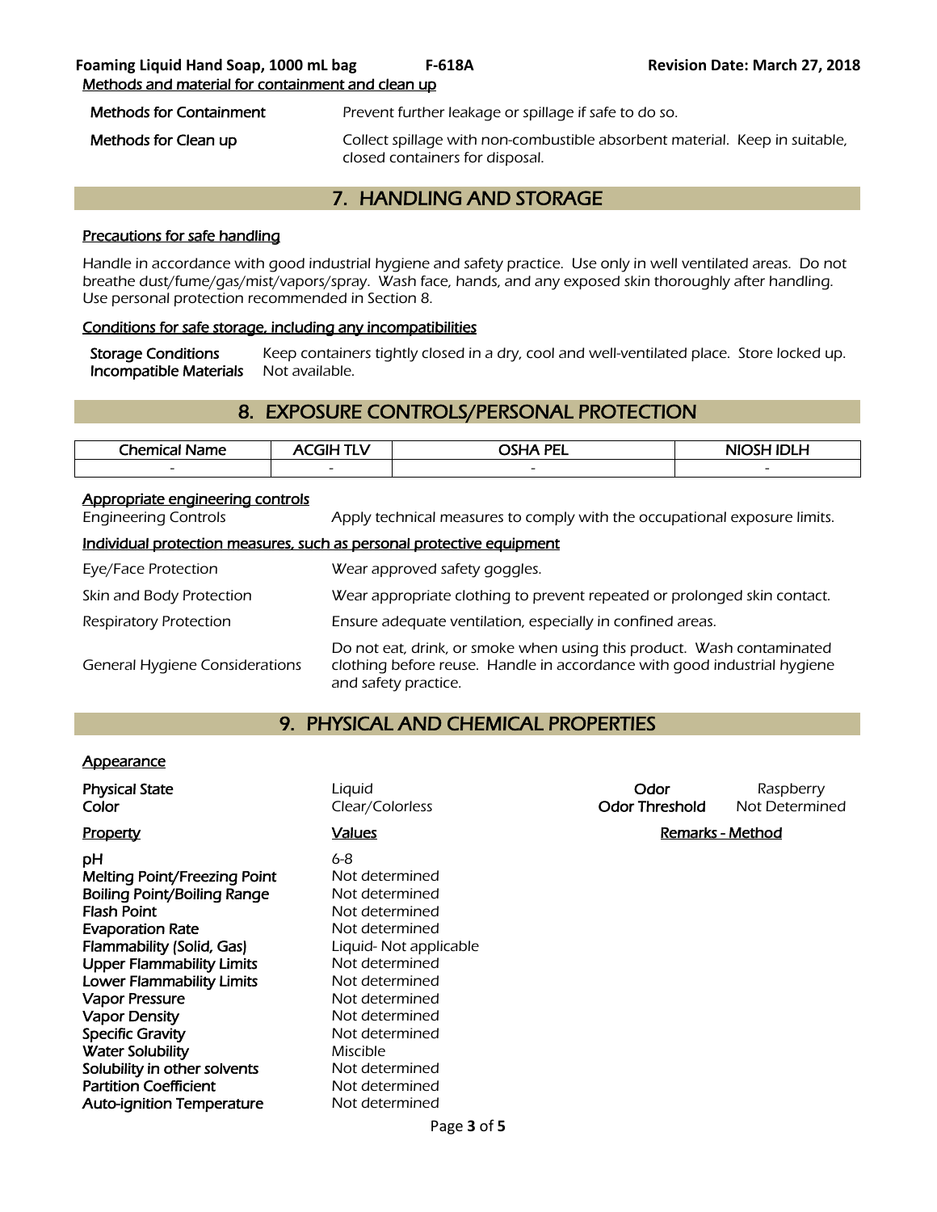Methods and material for containment and clean up

| | |
|---|---|
| **Methods for Containment** | Prevent further leakage or spillage if safe to do so. |
| **Methods for Clean up** | Collect spillage with non-combustible absorbent material. Keep in suitable, closed containers for disposal. |

## 7. HANDLING AND STORAGE

### Precautions for safe handling

Handle in accordance with good industrial hygiene and safety practice. Use only in well ventilated areas. Do not breathe dust/fume/gas/mist/vapors/spray. Wash face, hands, and any exposed skin thoroughly after handling. Use personal protection recommended in Section 8.

### Conditions for safe storage, including any incompatibilities

| | |
|---|---|
| **Storage Conditions** | Keep containers tightly closed in a dry, cool and well-ventilated place. Store locked up. |
| **Incompatible Materials** | Not available. |

## 8. EXPOSURE CONTROLS/PERSONAL PROTECTION

| Chemical Name | ACGIH TLV | OSHA PEL | NIOSH IDLH |
|---|---|---|---|
| - | - | - | - |

### Appropriate engineering controls

| | |
|---|---|
| Engineering Controls | Apply technical measures to comply with the occupational exposure limits. |

### Individual protection measures, such as personal protective equipment

| | |
|---|---|
| Eye/Face Protection | Wear approved safety goggles. |
| Skin and Body Protection | Wear appropriate clothing to prevent repeated or prolonged skin contact. |
| Respiratory Protection | Ensure adequate ventilation, especially in confined areas. |
| General Hygiene Considerations | Do not eat, drink, or smoke when using this product. Wash contaminated clothing before reuse. Handle in accordance with good industrial hygiene and safety practice. |

## 9. PHYSICAL AND CHEMICAL PROPERTIES

### Appearance

| | | | |
|---|---|---|---|
| **Physical State** | Liquid | **Odor** | Raspberry |
| **Color** | Clear/Colorless | **Odor Threshold** | Not Determined |

| Property | Values | Remarks - Method |
|---|---|---|
| **pH** | 6-8 | |
| **Melting Point/Freezing Point** | Not determined | |
| **Boiling Point/Boiling Range** | Not determined | |
| **Flash Point** | Not determined | |
| **Evaporation Rate** | Not determined | |
| **Flammability (Solid, Gas)** | Liquid- Not applicable | |
| **Upper Flammability Limits** | Not determined | |
| **Lower Flammability Limits** | Not determined | |
| **Vapor Pressure** | Not determined | |
| **Vapor Density** | Not determined | |
| **Specific Gravity** | Not determined | |
| **Water Solubility** | Miscible | |
| **Solubility in other solvents** | Not determined | |
| **Partition Coefficient** | Not determined | |
| **Auto-ignition Temperature** | Not determined | |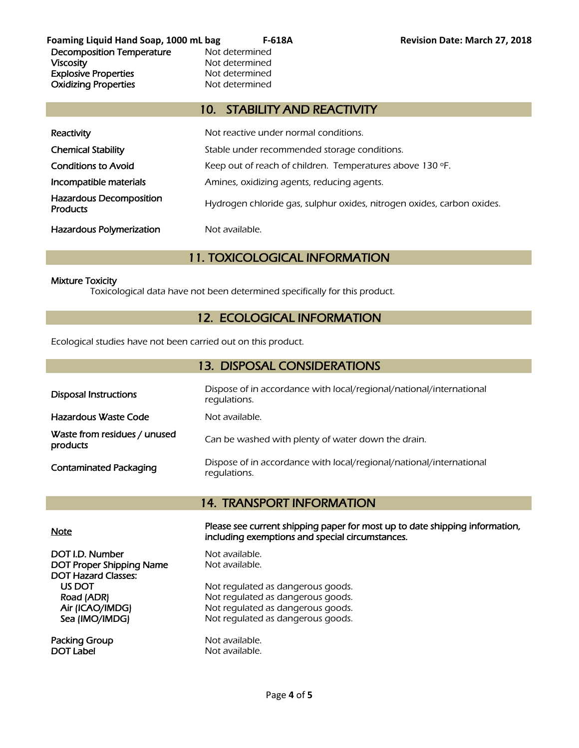| | |
|---|---|
| Decomposition Temperature | Not determined |
| Viscosity | Not determined |
| Explosive Properties | Not determined |
| Oxidizing Properties | Not determined |

## 10. STABILITY AND REACTIVITY

| | |
|---|---|
| Reactivity | Not reactive under normal conditions. |
| Chemical Stability | Stable under recommended storage conditions. |
| Conditions to Avoid | Keep out of reach of children. Temperatures above 130 °F. |
| Incompatible materials | Amines, oxidizing agents, reducing agents. |
| Hazardous Decomposition Products | Hydrogen chloride gas, sulphur oxides, nitrogen oxides, carbon oxides. |
| Hazardous Polymerization | Not available. |

## 11. TOXICOLOGICAL INFORMATION

Mixture Toxicity

Toxicological data have not been determined specifically for this product.

## 12. ECOLOGICAL INFORMATION

Ecological studies have not been carried out on this product.

## 13. DISPOSAL CONSIDERATIONS

| | |
|---|---|
| Disposal Instructions | Dispose of in accordance with local/regional/national/international regulations. |
| Hazardous Waste Code | Not available. |
| Waste from residues / unused products | Can be washed with plenty of water down the drain. |
| Contaminated Packaging | Dispose of in accordance with local/regional/national/international regulations. |

## 14. TRANSPORT INFORMATION

| | |
|---|---|
| Note | **Please see current shipping paper for most up to date shipping information, including exemptions and special circumstances.** |
| DOT I.D. Number | Not available. |
| DOT Proper Shipping Name | Not available. |
| DOT Hazard Classes: | |
| US DOT | Not regulated as dangerous goods. |
| Road (ADR) | Not regulated as dangerous goods. |
| Air (ICAO/IMDG) | Not regulated as dangerous goods. |
| Sea (IMO/IMDG) | Not regulated as dangerous goods. |
| Packing Group | Not available. |
| DOT Label | Not available. |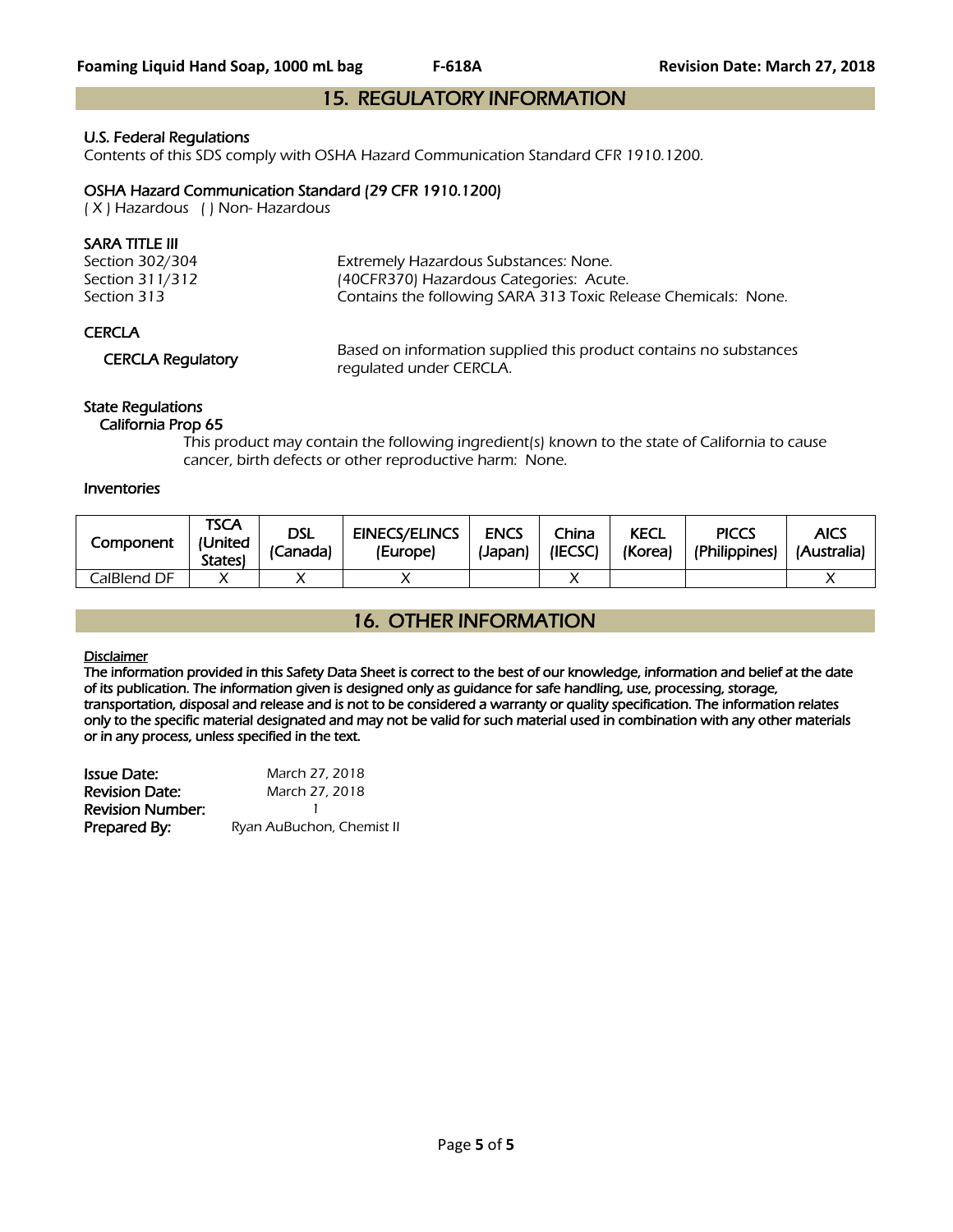## 15. REGULATORY INFORMATION

### U.S. Federal Regulations

Contents of this SDS comply with OSHA Hazard Communication Standard CFR 1910.1200.

### OSHA Hazard Communication Standard (29 CFR 1910.1200)

( X ) Hazardous ( ) Non- Hazardous

### SARA TITLE III

| | |
|---|---|
| Section 302/304 | Extremely Hazardous Substances: None. |
| Section 311/312 | (40CFR370) Hazardous Categories: Acute. |
| Section 313 | Contains the following SARA 313 Toxic Release Chemicals: None. |

### CERCLA

| | |
|---|---|
| CERCLA Regulatory | Based on information supplied this product contains no substances regulated under CERCLA. |

### State Regulations

#### California Prop 65

This product may contain the following ingredient(s) known to the state of California to cause cancer, birth defects or other reproductive harm: None.

### Inventories

| Component | TSCA (United States) | DSL (Canada) | EINECS/ELINCS (Europe) | ENCS (Japan) | China (IECSC) | KECL (Korea) | PICCS (Philippines) | AICS (Australia) |
|---|---|---|---|---|---|---|---|---|
| CalBlend DF | X | X | X | | X | | | X |

## 16. OTHER INFORMATION

Disclaimer

**The information provided in this Safety Data Sheet is correct to the best of our knowledge, information and belief at the date of its publication. The information given is designed only as guidance for safe handling, use, processing, storage, transportation, disposal and release and is not to be considered a warranty or quality specification. The information relates only to the specific material designated and may not be valid for such material used in combination with any other materials or in any process, unless specified in the text.**

| | |
|---|---|
| **Issue Date:** | March 27, 2018 |
| **Revision Date:** | March 27, 2018 |
| **Revision Number:** | 1 |
| **Prepared By:** | Ryan AuBuchon, Chemist II |